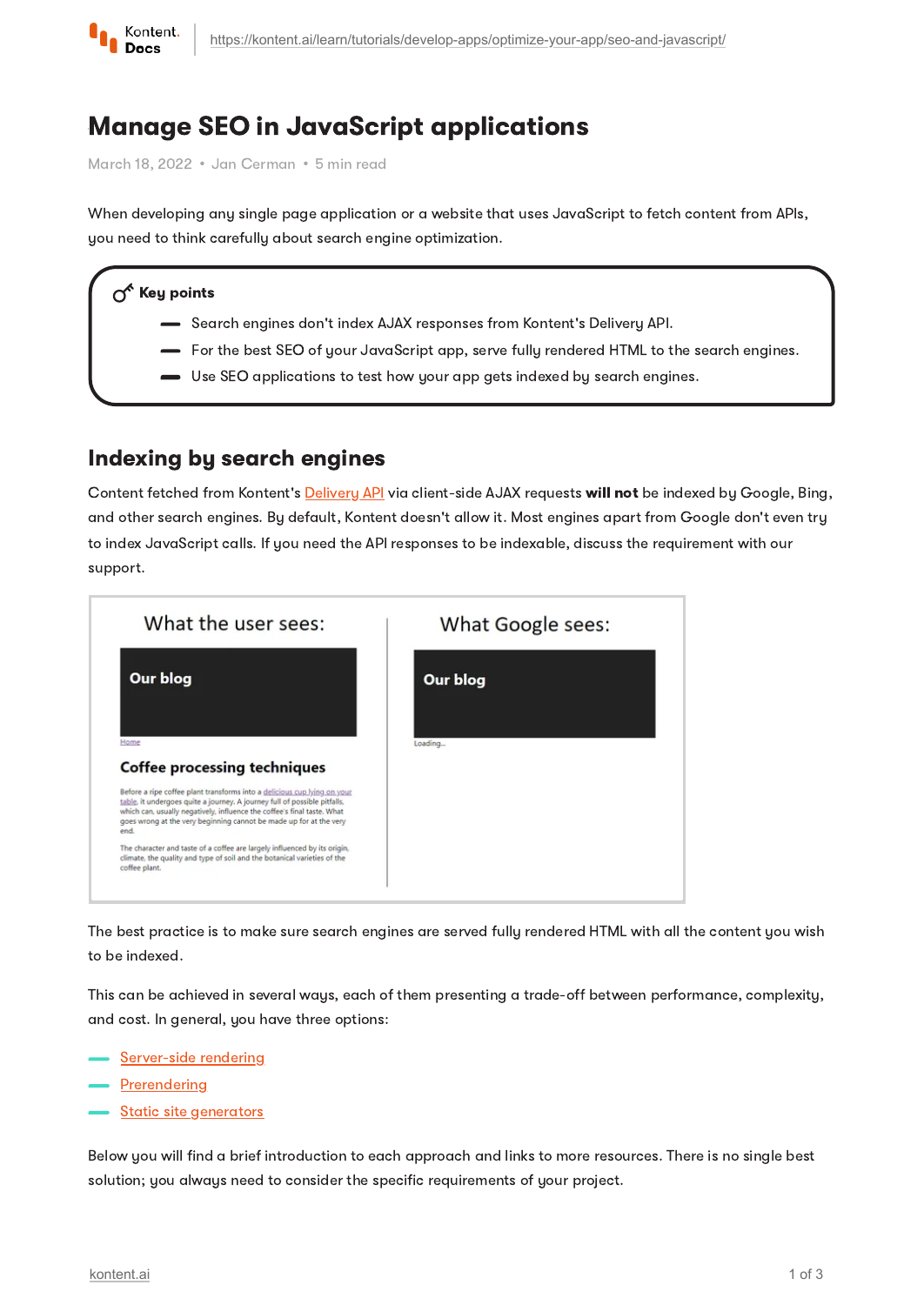# Manage SEO in JavaScript applications

March 18, 2022 • Jan Cerman • 5 min read

When developing any single page application or a website that uses JavaScript to fetch content from APIs, you need to think carefully about search engine optimization.

**Key points**

- Search engines don't index AJAX responses from Kontent's Delivery API.
- For the best SEO of your JavaScript app, serve fully rendered HTML to the search engines.
- Use SEO applications to test how your app gets indexed by search engines.

## Indexing by search engines

Content fetched from Kontent's Delivery API via client-side AJAX requests **will not** be indexed by Google, Bing, and other search engines. By default, Kontent doesn't allow it. Most engines apart from Google don't even try to index JavaScript calls. If you need the API responses to be indexable, discuss the requirement with our support.

The best practice is to make sure search engines are served fully rendered HTML with all the content you wish to be indexed.

This can be achieved in several ways, each of them presenting a trade-off between performance, complexity, and cost. In general, you have three options:

- Server-side rendering
- Prerendering
- Static site generators

Below you will find a brief introduction to each approach and links to more resources. There is no single best solution; you always need to consider the specific requirements of your project.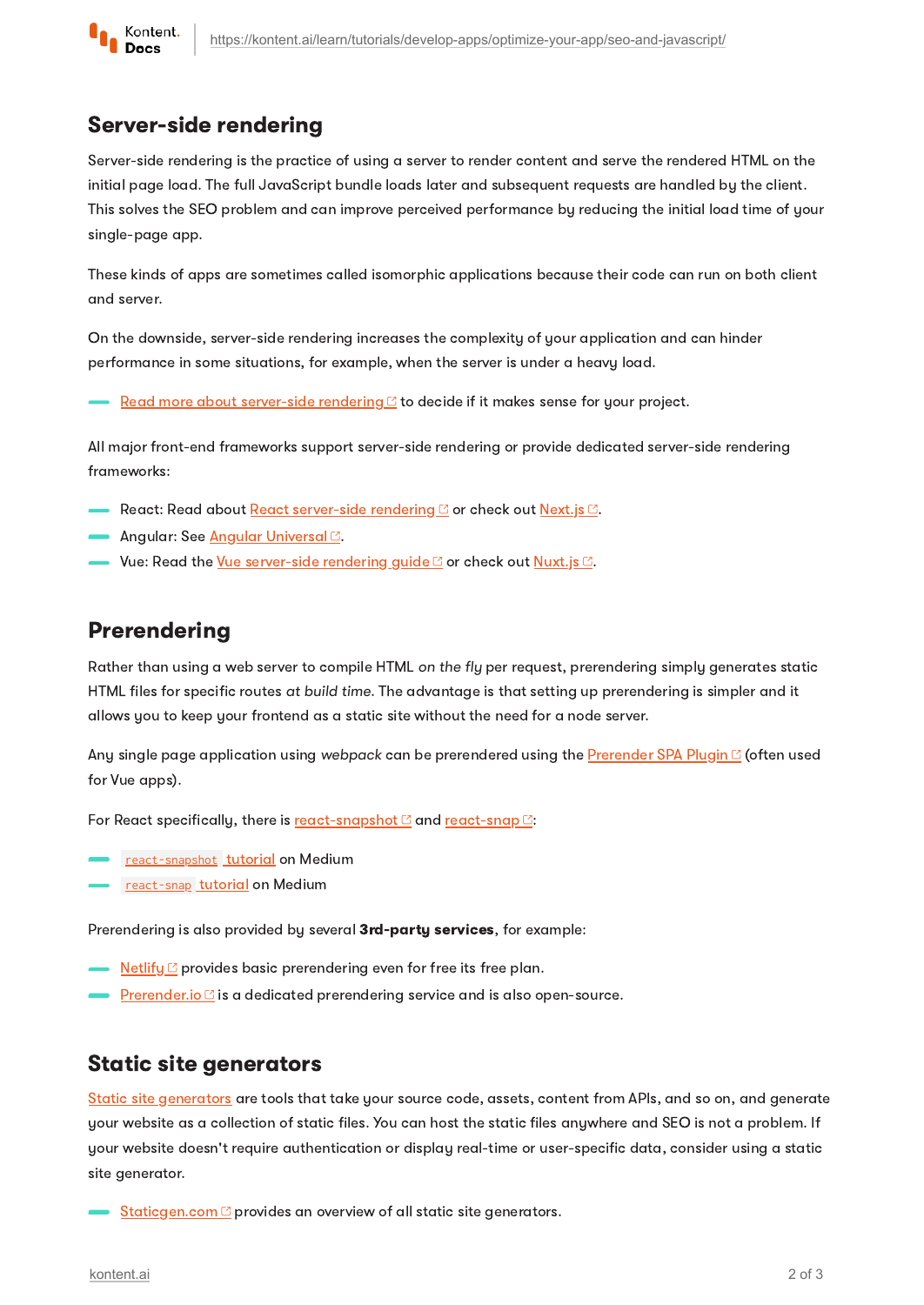## Server-side rendering

Server-side rendering is the practice of using a server to render content and serve the rendered HTML on the initial page load. The full JavaScript bundle loads later and subsequent requests are handled by the client. This solves the SEO problem and can improve perceived performance by reducing the initial load time of your single-page app.

These kinds of apps are sometimes called isomorphic applications because their code can run on both client and server.

On the downside, server-side rendering increases the complexity of your application and can hinder performance in some situations, for example, when the server is under a heavy load.

- Read more about server-side rendering to decide if it makes sense for your project.

All major front-end frameworks support server-side rendering or provide dedicated server-side rendering frameworks:

- React: Read about React server-side rendering or check out Next.js.
- Angular: See Angular Universal.
- Vue: Read the Vue server-side rendering guide or check out Nuxt.js.

## Prerendering

Rather than using a web server to compile HTML *on the fly* per request, prerendering simply generates static HTML files for specific routes *at build time*. The advantage is that setting up prerendering is simpler and it allows you to keep your frontend as a static site without the need for a node server.

Any single page application using *webpack* can be prerendered using the Prerender SPA Plugin (often used for Vue apps).

For React specifically, there is react-snapshot and react-snap:

- `react-snapshot` tutorial on Medium
- `react-snap` tutorial on Medium

Prerendering is also provided by several **3rd-party services**, for example:

- Netlify provides basic prerendering even for free its free plan.
- Prerender.io is a dedicated prerendering service and is also open-source.

## Static site generators

Static site generators are tools that take your source code, assets, content from APIs, and so on, and generate your website as a collection of static files. You can host the static files anywhere and SEO is not a problem. If your website doesn't require authentication or display real-time or user-specific data, consider using a static site generator.

- Staticgen.com provides an overview of all static site generators.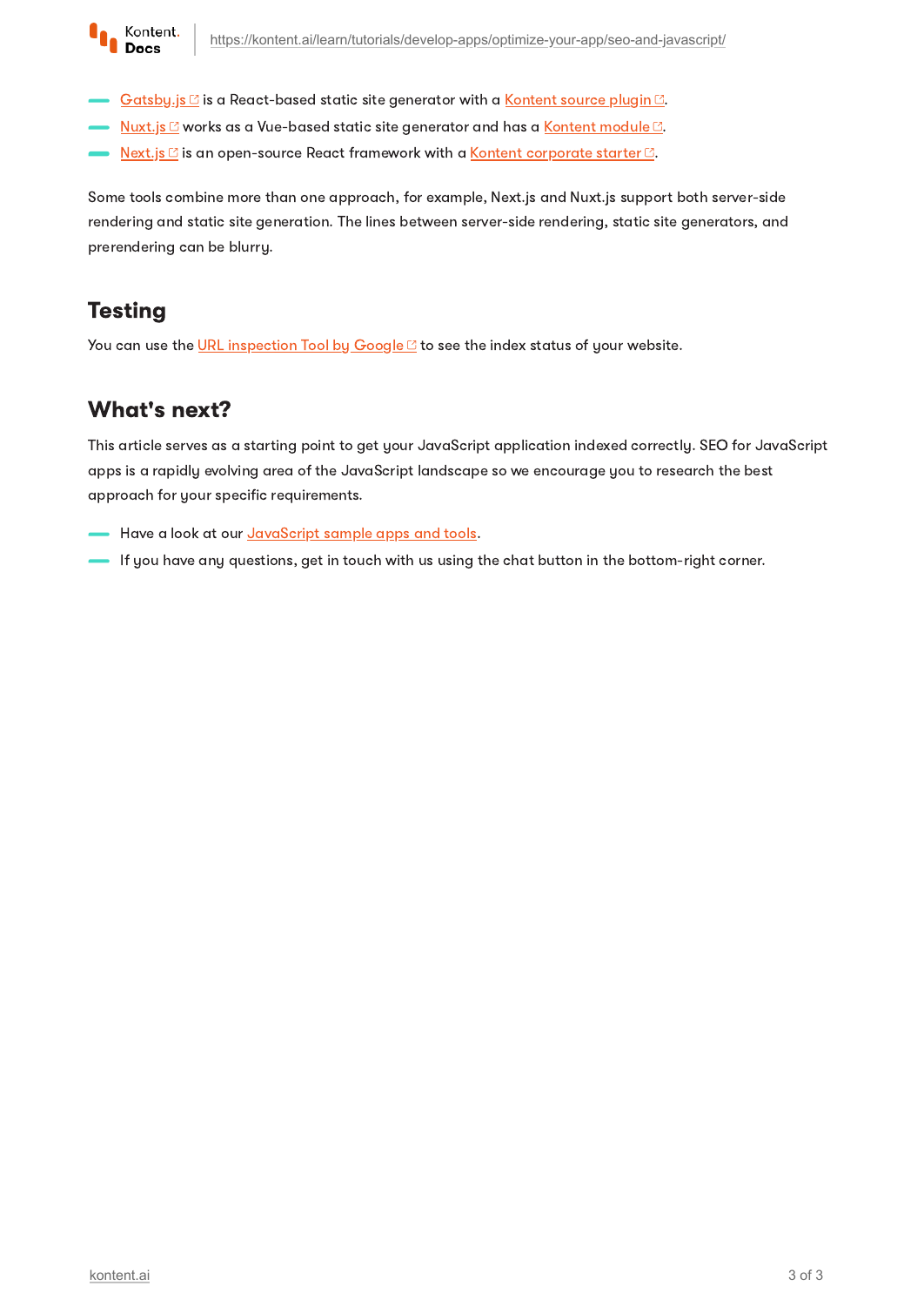- Gatsby.js is a React-based static site generator with a Kontent source plugin.
- Nuxt.js works as a Vue-based static site generator and has a Kontent module.
- Next.js is an open-source React framework with a Kontent corporate starter.

Some tools combine more than one approach, for example, Next.js and Nuxt.js support both server-side rendering and static site generation. The lines between server-side rendering, static site generators, and prerendering can be blurry.

## Testing

You can use the URL inspection Tool by Google to see the index status of your website.

## What's next?

This article serves as a starting point to get your JavaScript application indexed correctly. SEO for JavaScript apps is a rapidly evolving area of the JavaScript landscape so we encourage you to research the best approach for your specific requirements.

- Have a look at our JavaScript sample apps and tools.
- If you have any questions, get in touch with us using the chat button in the bottom-right corner.